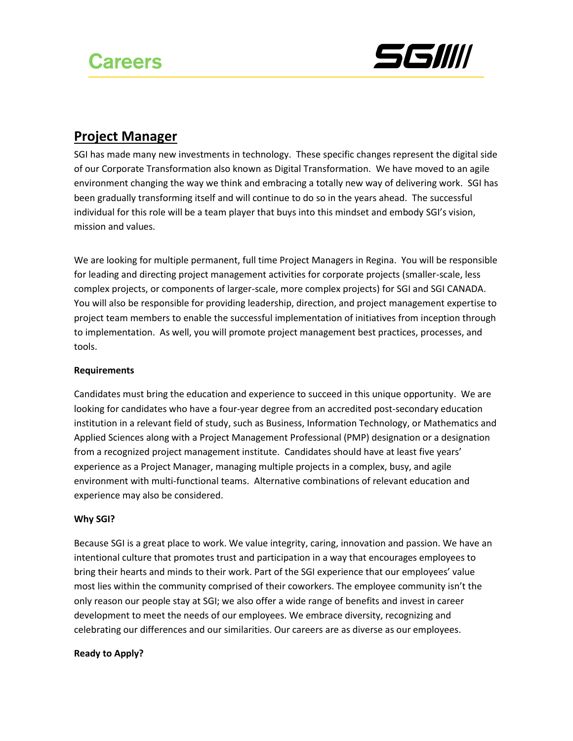# Careers

## Project Manager

SGI has made many new investments in technology. These specific changes represent the digital side of our Corporate Transformation also known as Digital Transformation. We have moved to an agile environment changing the way we think and embracing a totally new way of delivering work. SGI has been gradually transforming itself and will continue to do so in the years ahead. The successful individual for this role will be a team player that buys into this mindset and embody SGI's vision, mission and values.

We are looking for multiple permanent, full time Project Managers in Regina. You will be responsible for leading and directing project management activities for corporate projects (smaller-scale, less complex projects, or components of larger-scale, more complex projects) for SGI and SGI CANADA. You will also be responsible for providing leadership, direction, and project management expertise to project team members to enable the successful implementation of initiatives from inception through to implementation. As well, you will promote project management best practices, processes, and tools.

**Requirements**

Candidates must bring the education and experience to succeed in this unique opportunity. We are looking for candidates who have a four-year degree from an accredited post-secondary education institution in a relevant field of study, such as Business, Information Technology, or Mathematics and Applied Sciences along with a Project Management Professional (PMP) designation or a designation from a recognized project management institute. Candidates should have at least five years' experience as a Project Manager, managing multiple projects in a complex, busy, and agile environment with multi-functional teams. Alternative combinations of relevant education and experience may also be considered.

**Why SGI?**

Because SGI is a great place to work. We value integrity, caring, innovation and passion. We have an intentional culture that promotes trust and participation in a way that encourages employees to bring their hearts and minds to their work. Part of the SGI experience that our employees' value most lies within the community comprised of their coworkers. The employee community isn't the only reason our people stay at SGI; we also offer a wide range of benefits and invest in career development to meet the needs of our employees. We embrace diversity, recognizing and celebrating our differences and our similarities. Our careers are as diverse as our employees.

**Ready to Apply?**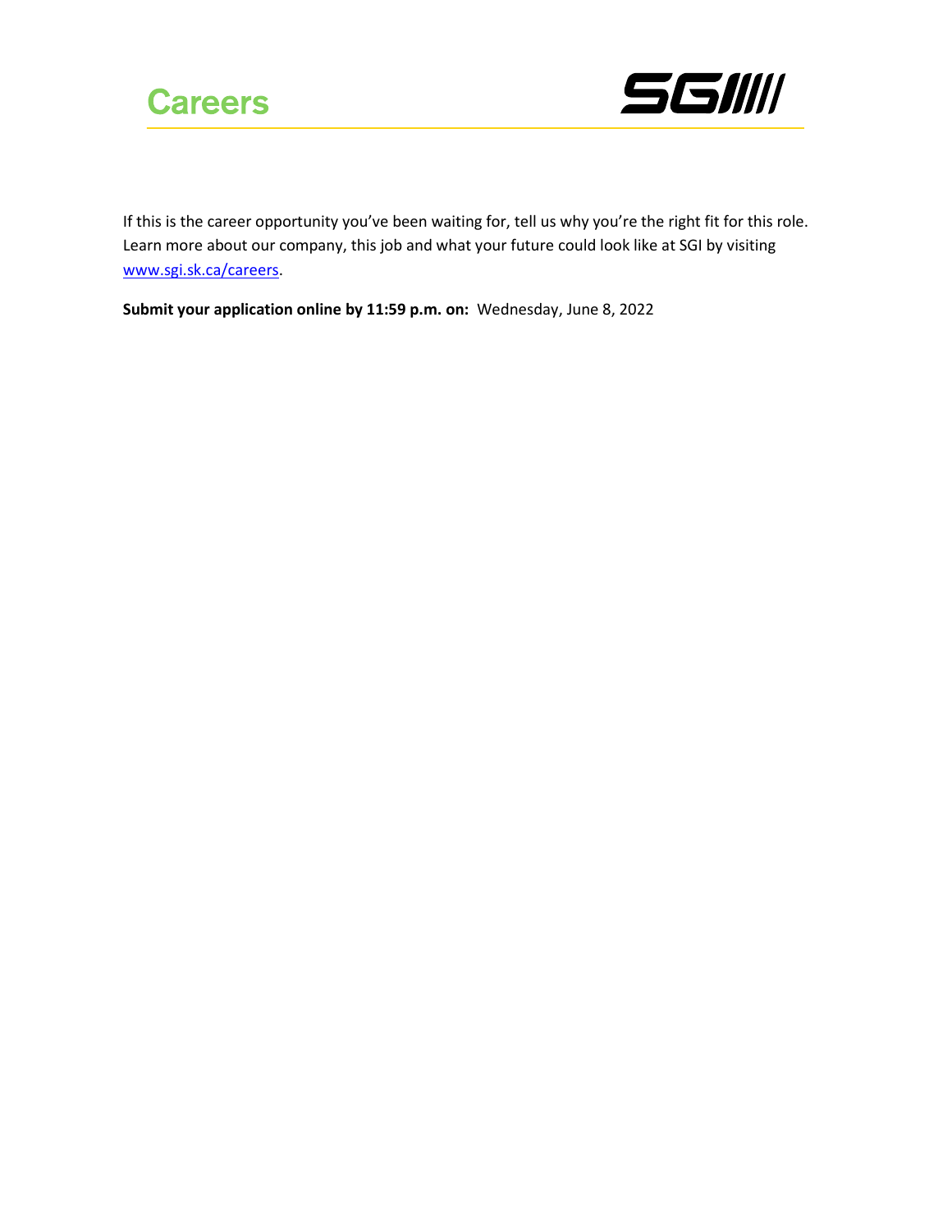If this is the career opportunity you've been waiting for, tell us why you're the right fit for this role. Learn more about our company, this job and what your future could look like at SGI by visiting [www.sgi.sk.ca/careers](http://www.sgi.sk.ca/careers).

**Submit your application online by 11:59 p.m. on:** Wednesday, June 8, 2022